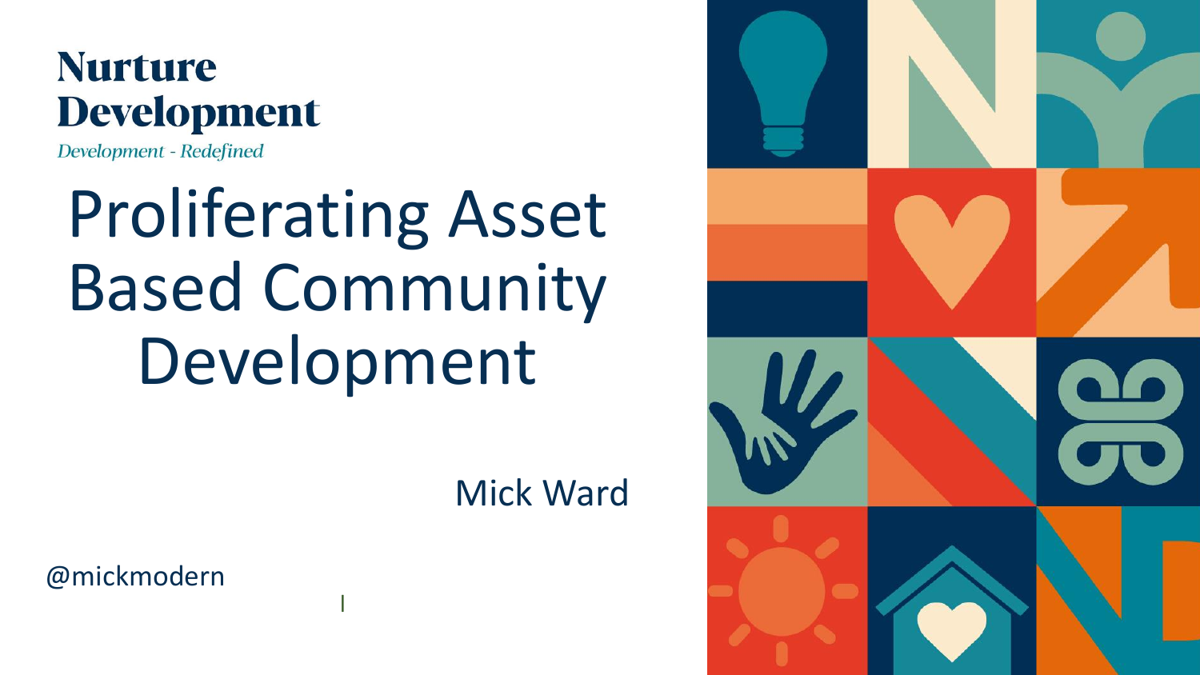**Nurture Development**

*Development - Redefined*

# Proliferating Asset Based Community Development

Mick Ward

@mickmodern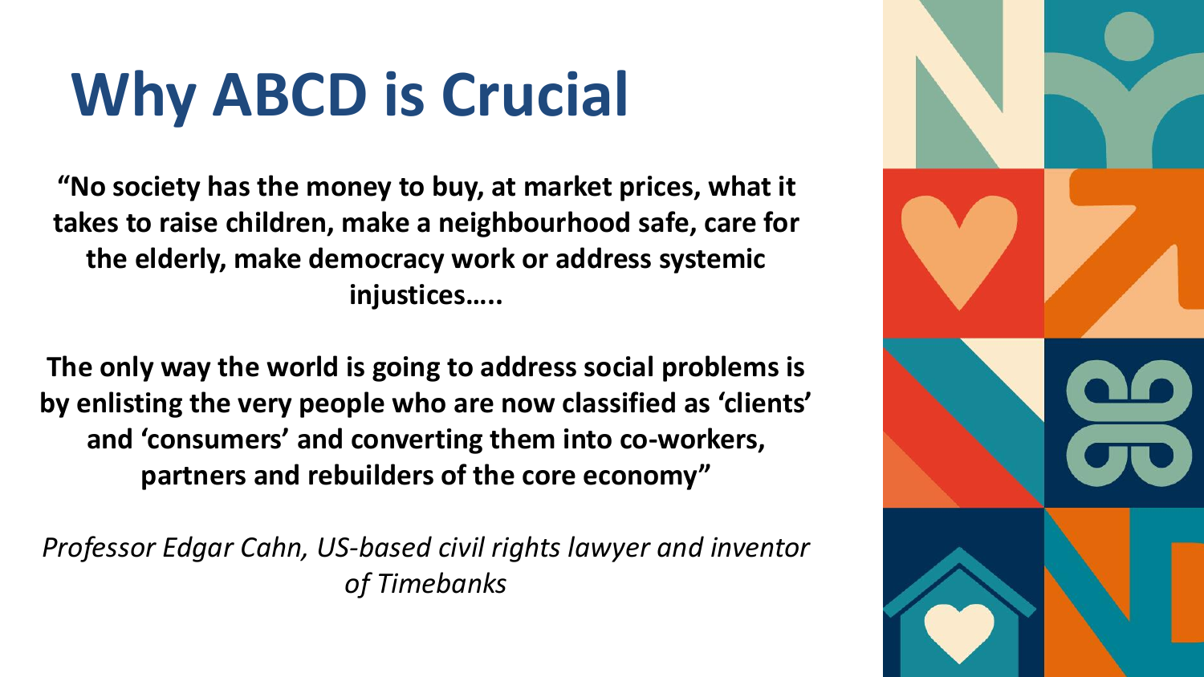# Why ABCD is Crucial

**"No society has the money to buy, at market prices, what it takes to raise children, make a neighbourhood safe, care for the elderly, make democracy work or address systemic injustices…..**

**The only way the world is going to address social problems is by enlisting the very people who are now classified as 'clients' and 'consumers' and converting them into co-workers, partners and rebuilders of the core economy"**

*Professor Edgar Cahn, US-based civil rights lawyer and inventor of Timebanks*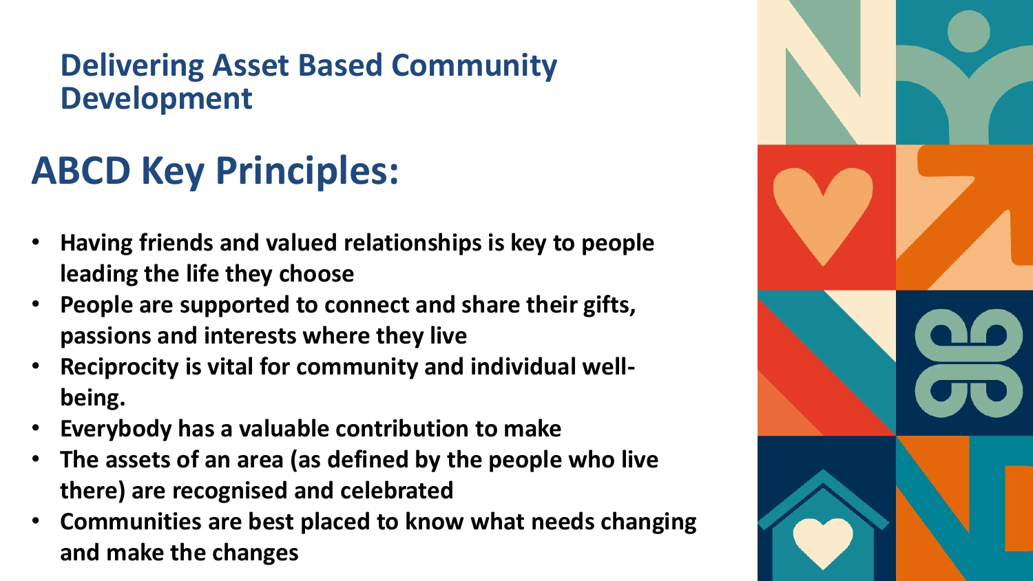## Delivering Asset Based Community Development

# ABCD Key Principles:

- **Having friends and valued relationships is key to people leading the life they choose**
- **People are supported to connect and share their gifts, passions and interests where they live**
- **Reciprocity is vital for community and individual well-being.**
- **Everybody has a valuable contribution to make**
- **The assets of an area (as defined by the people who live there) are recognised and celebrated**
- **Communities are best placed to know what needs changing and make the changes**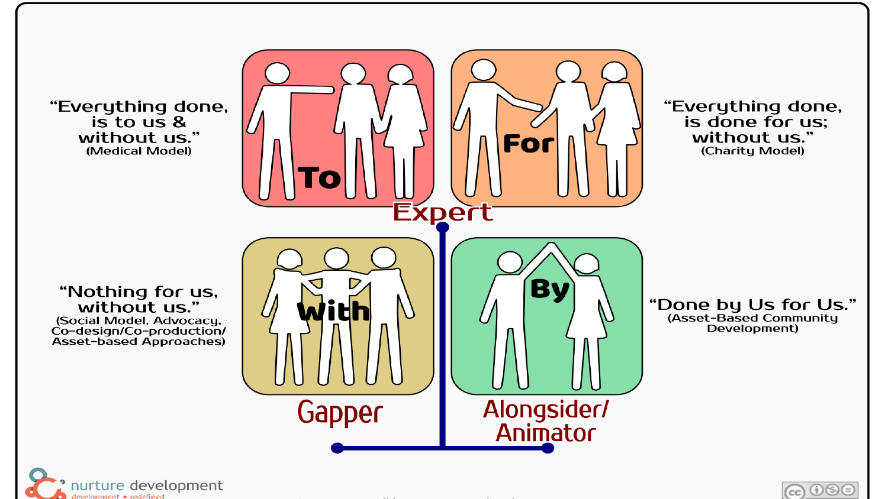"Everything done, is to us & without us."
(Medical Model)

**To**

**For**

"Everything done, is done for us; without us."
(Charity Model)

**Expert**

"Nothing for us, without us."
(Social Model, Advocacy, Co-design/Co-production/ Asset-based Approaches)

**With**

**By**

"Done by Us for Us."
(Asset-Based Community Development)

**Gapper**

**Alongsider/ Animator**

nurture development
development • redefined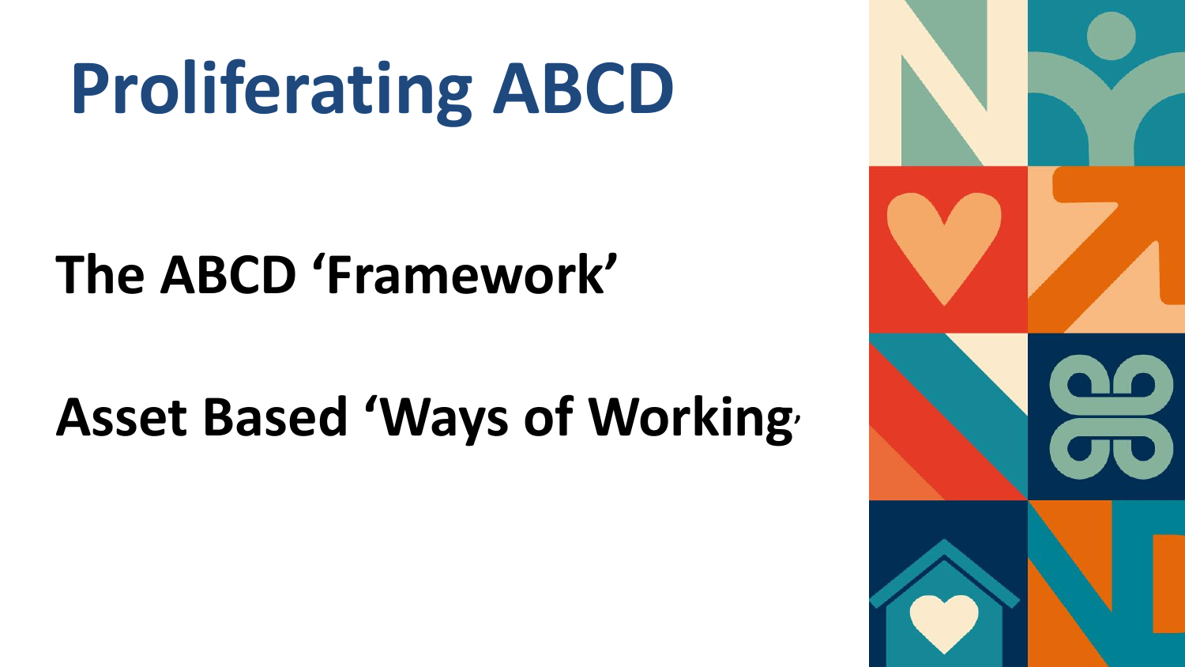# Proliferating ABCD

**The ABCD 'Framework'**

**Asset Based 'Ways of Working'**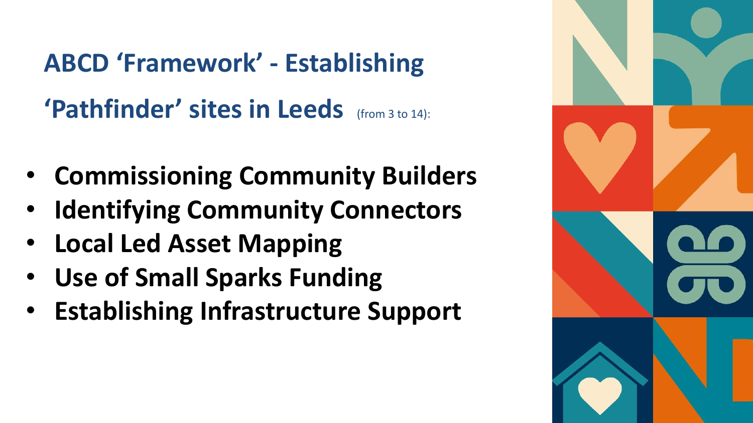# ABCD ‘Framework’ - Establishing ‘Pathfinder’ sites in Leeds (from 3 to 14):

- **Commissioning Community Builders**
- **Identifying Community Connectors**
- **Local Led Asset Mapping**
- **Use of Small Sparks Funding**
- **Establishing Infrastructure Support**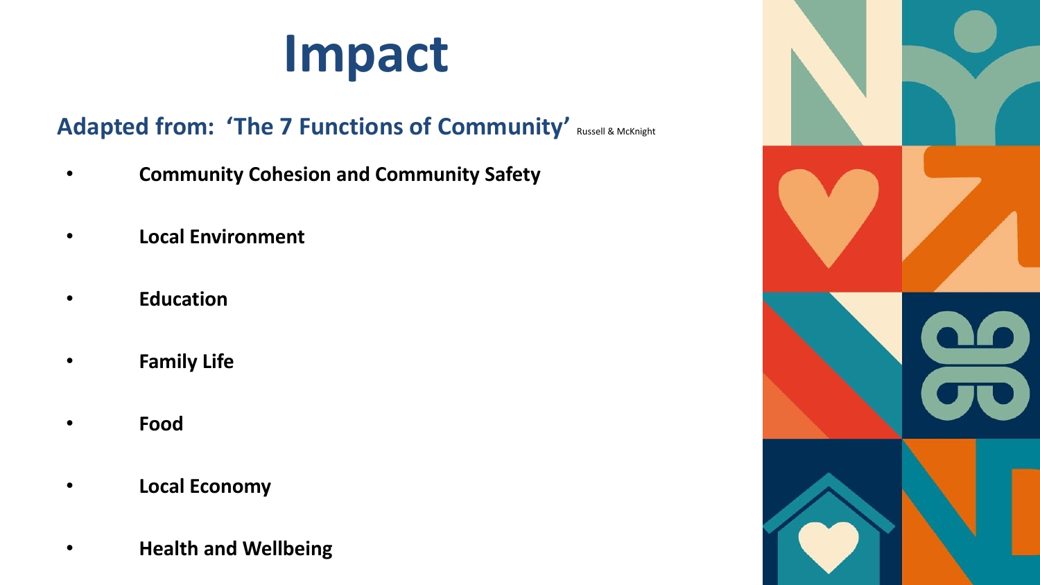# Impact

## Adapted from: 'The 7 Functions of Community' Russell & McKnight

- **Community Cohesion and Community Safety**
- **Local Environment**
- **Education**
- **Family Life**
- **Food**
- **Local Economy**
- **Health and Wellbeing**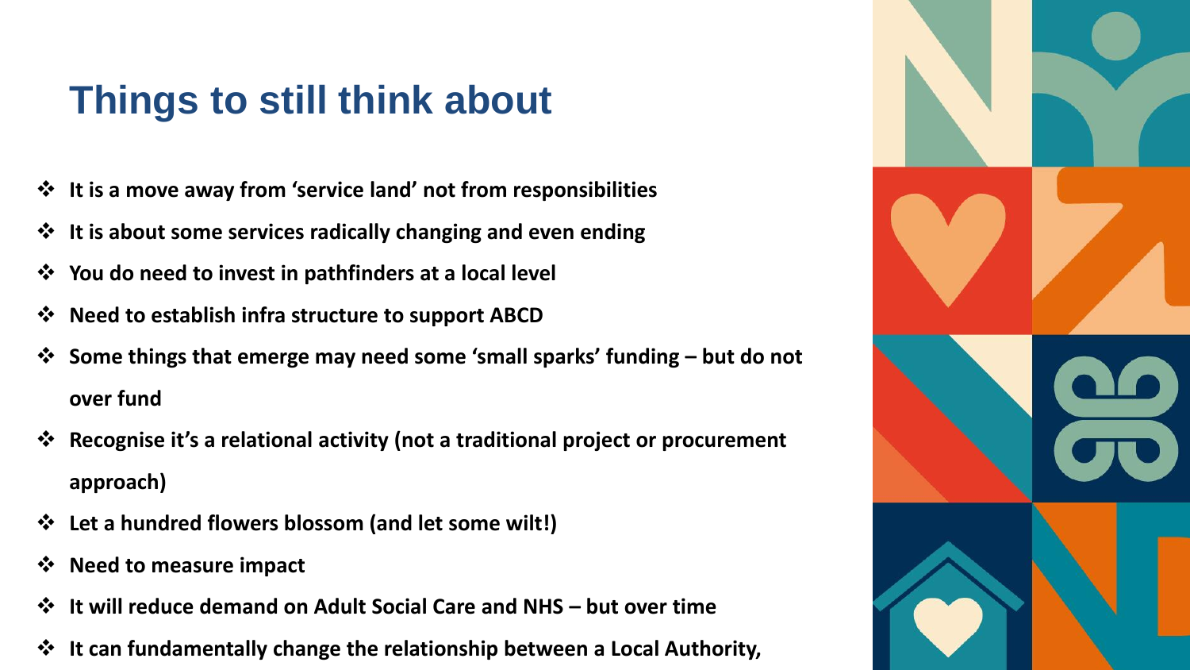# Things to still think about

- **It is a move away from 'service land' not from responsibilities**
- **It is about some services radically changing and even ending**
- **You do need to invest in pathfinders at a local level**
- **Need to establish infra structure to support ABCD**
- **Some things that emerge may need some 'small sparks' funding – but do not over fund**
- **Recognise it's a relational activity (not a traditional project or procurement approach)**
- **Let a hundred flowers blossom (and let some wilt!)**
- **Need to measure impact**
- **It will reduce demand on Adult Social Care and NHS – but over time**
- **It can fundamentally change the relationship between a Local Authority,**